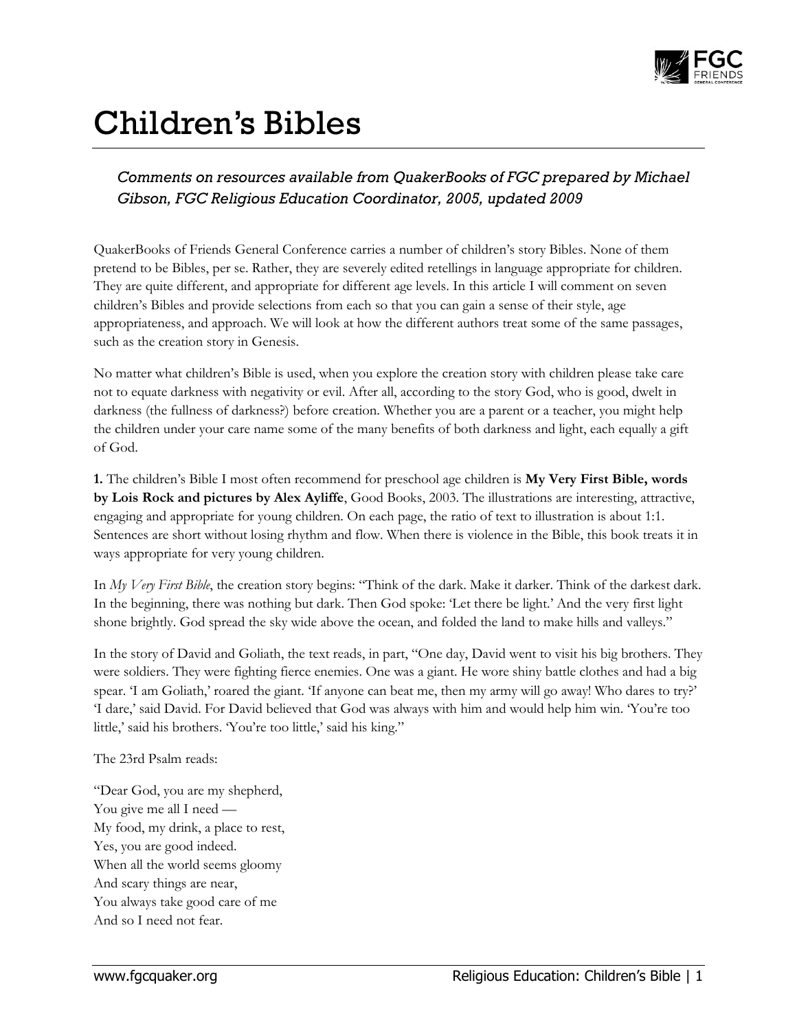# Children's Bibles

*Comments on resources available from QuakerBooks of FGC prepared by Michael Gibson, FGC Religious Education Coordinator, 2005, updated 2009*

QuakerBooks of Friends General Conference carries a number of children's story Bibles. None of them pretend to be Bibles, per se. Rather, they are severely edited retellings in language appropriate for children. They are quite different, and appropriate for different age levels. In this article I will comment on seven children's Bibles and provide selections from each so that you can gain a sense of their style, age appropriateness, and approach. We will look at how the different authors treat some of the same passages, such as the creation story in Genesis.

No matter what children's Bible is used, when you explore the creation story with children please take care not to equate darkness with negativity or evil. After all, according to the story God, who is good, dwelt in darkness (the fullness of darkness?) before creation. Whether you are a parent or a teacher, you might help the children under your care name some of the many benefits of both darkness and light, each equally a gift of God.

**1.** The children's Bible I most often recommend for preschool age children is **My Very First Bible, words by Lois Rock and pictures by Alex Ayliffe**, Good Books, 2003. The illustrations are interesting, attractive, engaging and appropriate for young children. On each page, the ratio of text to illustration is about 1:1. Sentences are short without losing rhythm and flow. When there is violence in the Bible, this book treats it in ways appropriate for very young children.

In *My Very First Bible*, the creation story begins: "Think of the dark. Make it darker. Think of the darkest dark. In the beginning, there was nothing but dark. Then God spoke: 'Let there be light.' And the very first light shone brightly. God spread the sky wide above the ocean, and folded the land to make hills and valleys."

In the story of David and Goliath, the text reads, in part, "One day, David went to visit his big brothers. They were soldiers. They were fighting fierce enemies. One was a giant. He wore shiny battle clothes and had a big spear. 'I am Goliath,' roared the giant. 'If anyone can beat me, then my army will go away! Who dares to try?' 'I dare,' said David. For David believed that God was always with him and would help him win. 'You're too little,' said his brothers. 'You're too little,' said his king."

The 23rd Psalm reads:

"Dear God, you are my shepherd,  
You give me all I need —  
My food, my drink, a place to rest,  
Yes, you are good indeed.  
When all the world seems gloomy  
And scary things are near,  
You always take good care of me  
And so I need not fear.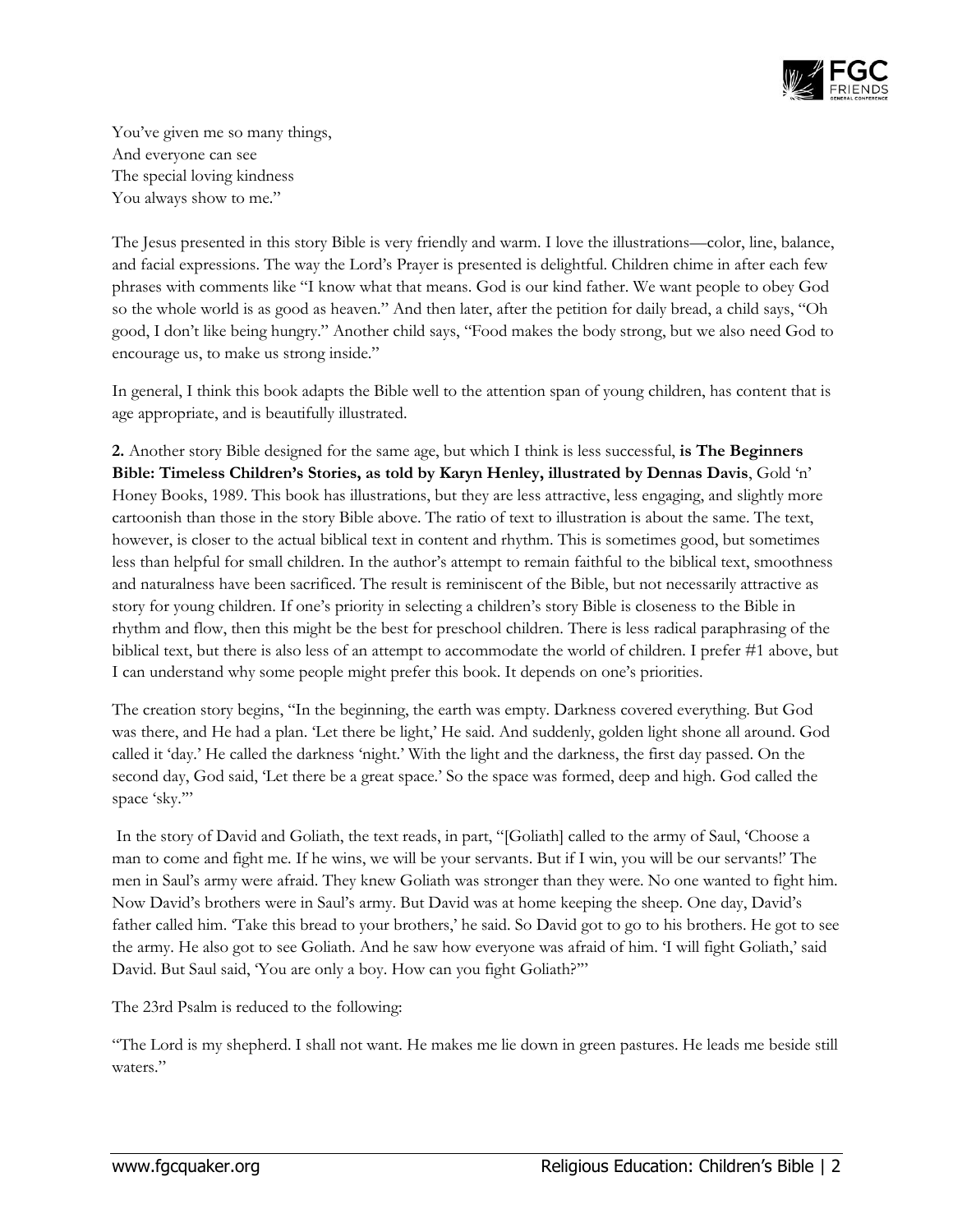You've given me so many things,
And everyone can see
The special loving kindness
You always show to me."

The Jesus presented in this story Bible is very friendly and warm. I love the illustrations—color, line, balance, and facial expressions. The way the Lord's Prayer is presented is delightful. Children chime in after each few phrases with comments like "I know what that means. God is our kind father. We want people to obey God so the whole world is as good as heaven." And then later, after the petition for daily bread, a child says, "Oh good, I don't like being hungry." Another child says, "Food makes the body strong, but we also need God to encourage us, to make us strong inside."

In general, I think this book adapts the Bible well to the attention span of young children, has content that is age appropriate, and is beautifully illustrated.

**2.** Another story Bible designed for the same age, but which I think is less successful, **is The Beginners Bible: Timeless Children's Stories, as told by Karyn Henley, illustrated by Dennas Davis**, Gold 'n' Honey Books, 1989. This book has illustrations, but they are less attractive, less engaging, and slightly more cartoonish than those in the story Bible above. The ratio of text to illustration is about the same. The text, however, is closer to the actual biblical text in content and rhythm. This is sometimes good, but sometimes less than helpful for small children. In the author's attempt to remain faithful to the biblical text, smoothness and naturalness have been sacrificed. The result is reminiscent of the Bible, but not necessarily attractive as story for young children. If one's priority in selecting a children's story Bible is closeness to the Bible in rhythm and flow, then this might be the best for preschool children. There is less radical paraphrasing of the biblical text, but there is also less of an attempt to accommodate the world of children. I prefer #1 above, but I can understand why some people might prefer this book. It depends on one's priorities.

The creation story begins, "In the beginning, the earth was empty. Darkness covered everything. But God was there, and He had a plan. 'Let there be light,' He said. And suddenly, golden light shone all around. God called it 'day.' He called the darkness 'night.' With the light and the darkness, the first day passed. On the second day, God said, 'Let there be a great space.' So the space was formed, deep and high. God called the space 'sky.'"

In the story of David and Goliath, the text reads, in part, "[Goliath] called to the army of Saul, 'Choose a man to come and fight me. If he wins, we will be your servants. But if I win, you will be our servants!' The men in Saul's army were afraid. They knew Goliath was stronger than they were. No one wanted to fight him. Now David's brothers were in Saul's army. But David was at home keeping the sheep. One day, David's father called him. 'Take this bread to your brothers,' he said. So David got to go to his brothers. He got to see the army. He also got to see Goliath. And he saw how everyone was afraid of him. 'I will fight Goliath,' said David. But Saul said, 'You are only a boy. How can you fight Goliath?'"

The 23rd Psalm is reduced to the following:

"The Lord is my shepherd. I shall not want. He makes me lie down in green pastures. He leads me beside still waters."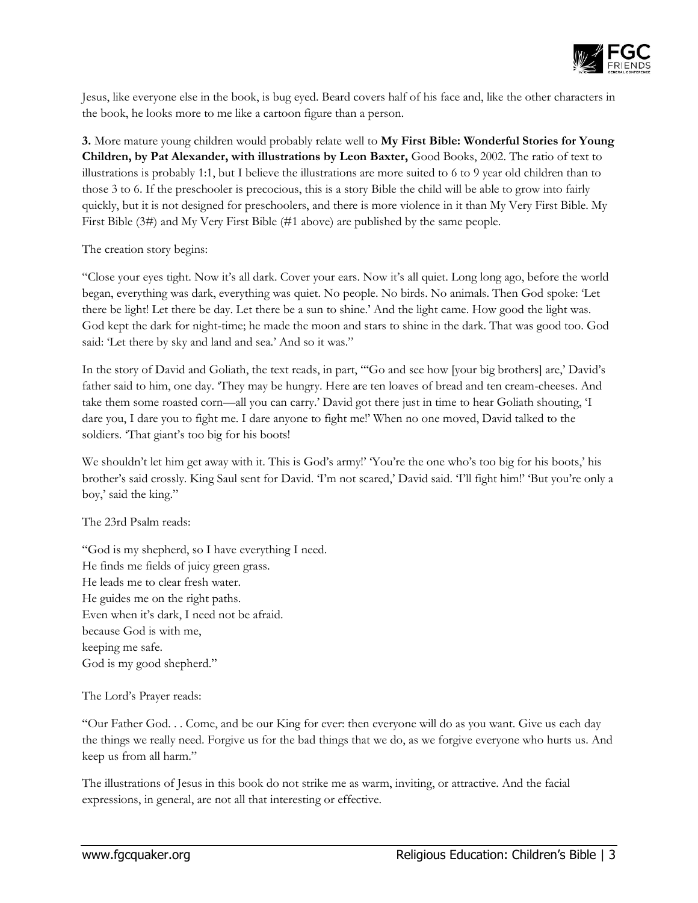Jesus, like everyone else in the book, is bug eyed. Beard covers half of his face and, like the other characters in the book, he looks more to me like a cartoon figure than a person.

**3.** More mature young children would probably relate well to **My First Bible: Wonderful Stories for Young Children, by Pat Alexander, with illustrations by Leon Baxter,** Good Books, 2002. The ratio of text to illustrations is probably 1:1, but I believe the illustrations are more suited to 6 to 9 year old children than to those 3 to 6. If the preschooler is precocious, this is a story Bible the child will be able to grow into fairly quickly, but it is not designed for preschoolers, and there is more violence in it than My Very First Bible. My First Bible (3#) and My Very First Bible (#1 above) are published by the same people.

The creation story begins:

"Close your eyes tight. Now it's all dark. Cover your ears. Now it's all quiet. Long long ago, before the world began, everything was dark, everything was quiet. No people. No birds. No animals. Then God spoke: 'Let there be light! Let there be day. Let there be a sun to shine.' And the light came. How good the light was. God kept the dark for night-time; he made the moon and stars to shine in the dark. That was good too. God said: 'Let there by sky and land and sea.' And so it was."

In the story of David and Goliath, the text reads, in part, "'Go and see how [your big brothers] are,' David's father said to him, one day. 'They may be hungry. Here are ten loaves of bread and ten cream-cheeses. And take them some roasted corn—all you can carry.' David got there just in time to hear Goliath shouting, 'I dare you, I dare you to fight me. I dare anyone to fight me!' When no one moved, David talked to the soldiers. 'That giant's too big for his boots!

We shouldn't let him get away with it. This is God's army!' 'You're the one who's too big for his boots,' his brother's said crossly. King Saul sent for David. 'I'm not scared,' David said. 'I'll fight him!' 'But you're only a boy,' said the king."

The 23rd Psalm reads:

"God is my shepherd, so I have everything I need.  
He finds me fields of juicy green grass.  
He leads me to clear fresh water.  
He guides me on the right paths.  
Even when it's dark, I need not be afraid.  
because God is with me,  
keeping me safe.  
God is my good shepherd."

The Lord's Prayer reads:

"Our Father God. . . Come, and be our King for ever: then everyone will do as you want. Give us each day the things we really need. Forgive us for the bad things that we do, as we forgive everyone who hurts us. And keep us from all harm."

The illustrations of Jesus in this book do not strike me as warm, inviting, or attractive. And the facial expressions, in general, are not all that interesting or effective.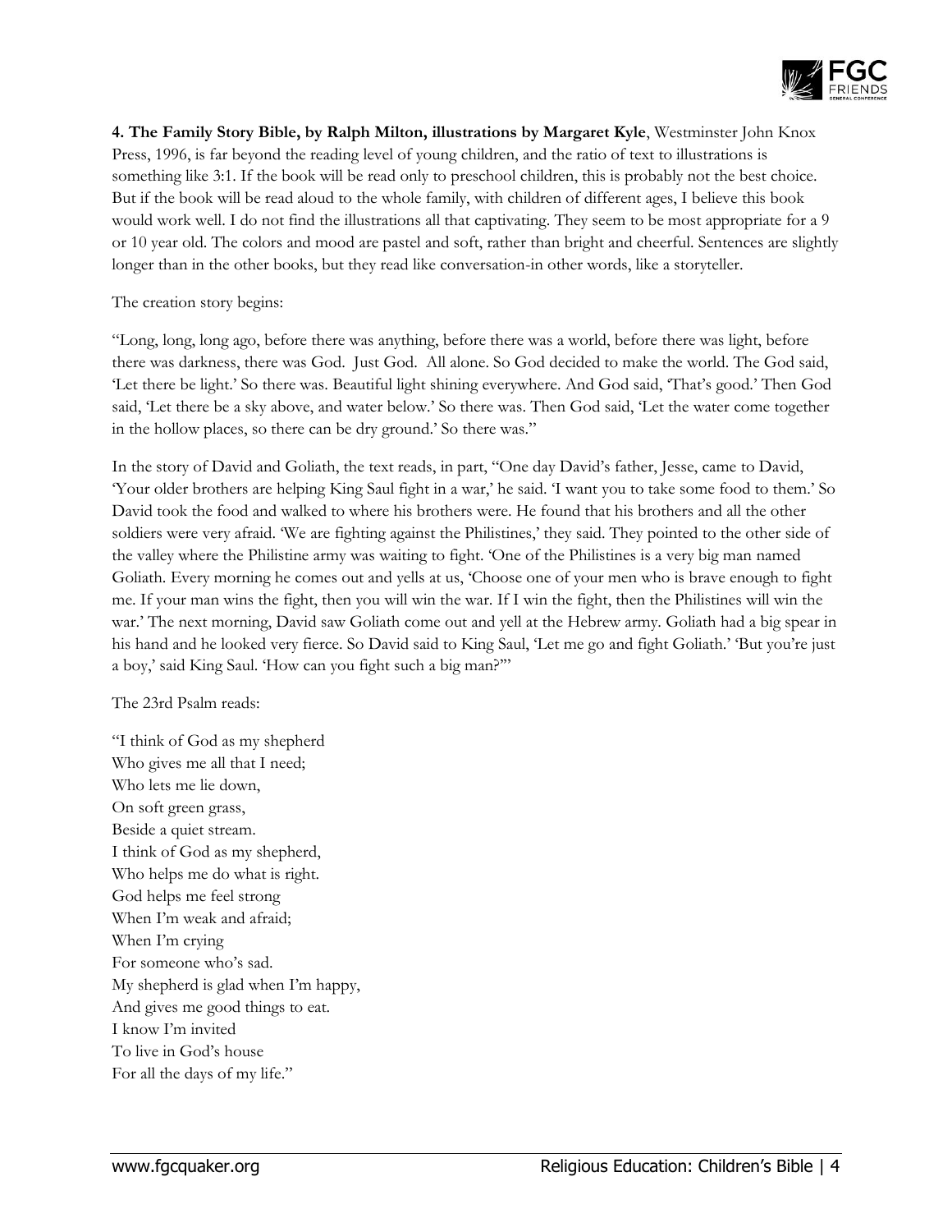**4. The Family Story Bible, by Ralph Milton, illustrations by Margaret Kyle**, Westminster John Knox Press, 1996, is far beyond the reading level of young children, and the ratio of text to illustrations is something like 3:1. If the book will be read only to preschool children, this is probably not the best choice. But if the book will be read aloud to the whole family, with children of different ages, I believe this book would work well. I do not find the illustrations all that captivating. They seem to be most appropriate for a 9 or 10 year old. The colors and mood are pastel and soft, rather than bright and cheerful. Sentences are slightly longer than in the other books, but they read like conversation-in other words, like a storyteller.

The creation story begins:

"Long, long, long ago, before there was anything, before there was a world, before there was light, before there was darkness, there was God. Just God. All alone. So God decided to make the world. The God said, 'Let there be light.' So there was. Beautiful light shining everywhere. And God said, 'That's good.' Then God said, 'Let there be a sky above, and water below.' So there was. Then God said, 'Let the water come together in the hollow places, so there can be dry ground.' So there was."

In the story of David and Goliath, the text reads, in part, "One day David's father, Jesse, came to David, 'Your older brothers are helping King Saul fight in a war,' he said. 'I want you to take some food to them.' So David took the food and walked to where his brothers were. He found that his brothers and all the other soldiers were very afraid. 'We are fighting against the Philistines,' they said. They pointed to the other side of the valley where the Philistine army was waiting to fight. 'One of the Philistines is a very big man named Goliath. Every morning he comes out and yells at us, 'Choose one of your men who is brave enough to fight me. If your man wins the fight, then you will win the war. If I win the fight, then the Philistines will win the war.' The next morning, David saw Goliath come out and yell at the Hebrew army. Goliath had a big spear in his hand and he looked very fierce. So David said to King Saul, 'Let me go and fight Goliath.' 'But you're just a boy,' said King Saul. 'How can you fight such a big man?'"

The 23rd Psalm reads:

"I think of God as my shepherd  
Who gives me all that I need;  
Who lets me lie down,  
On soft green grass,  
Beside a quiet stream.  
I think of God as my shepherd,  
Who helps me do what is right.  
God helps me feel strong  
When I'm weak and afraid;  
When I'm crying  
For someone who's sad.  
My shepherd is glad when I'm happy,  
And gives me good things to eat.  
I know I'm invited  
To live in God's house  
For all the days of my life."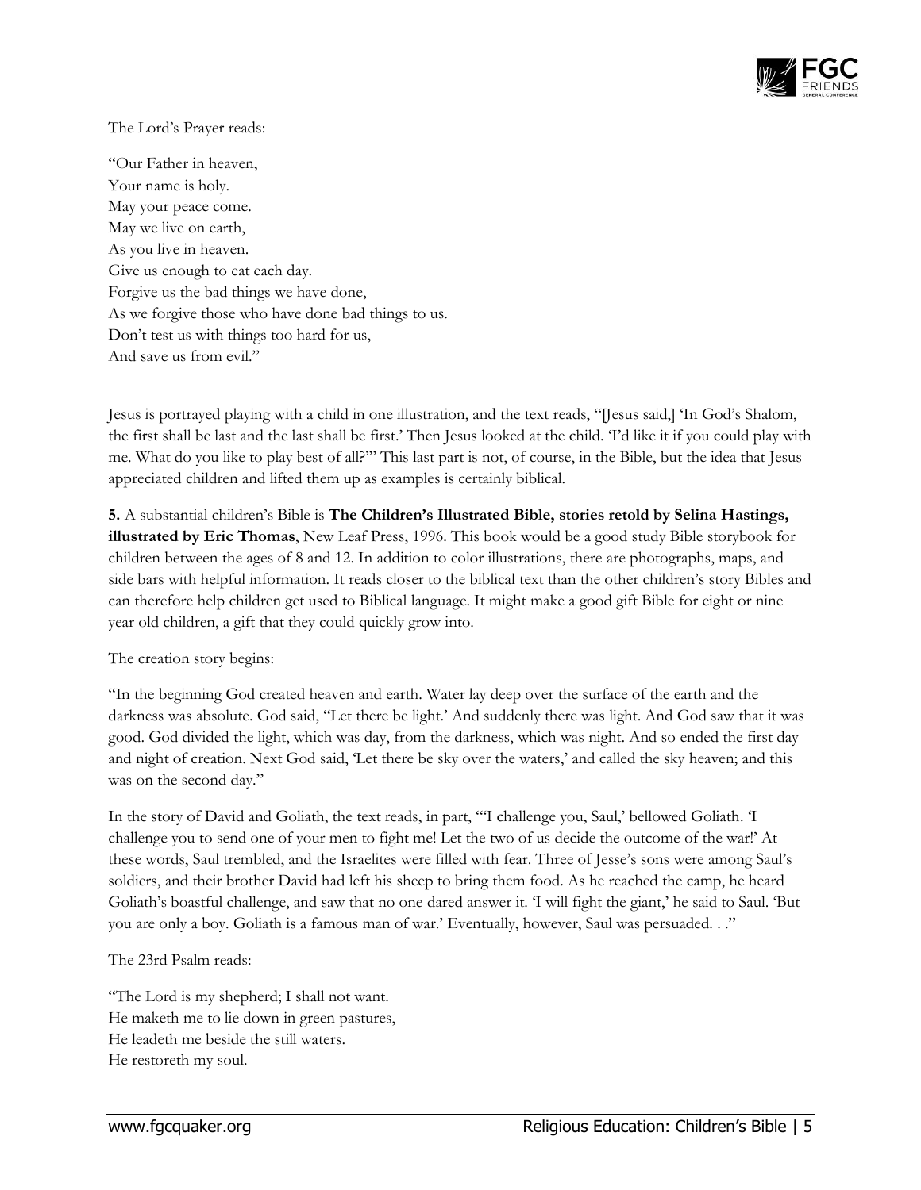The Lord's Prayer reads:

"Our Father in heaven,  
Your name is holy.  
May your peace come.  
May we live on earth,  
As you live in heaven.  
Give us enough to eat each day.  
Forgive us the bad things we have done,  
As we forgive those who have done bad things to us.  
Don't test us with things too hard for us,  
And save us from evil."

Jesus is portrayed playing with a child in one illustration, and the text reads, "[Jesus said,] 'In God's Shalom, the first shall be last and the last shall be first.' Then Jesus looked at the child. 'I'd like it if you could play with me. What do you like to play best of all?'" This last part is not, of course, in the Bible, but the idea that Jesus appreciated children and lifted them up as examples is certainly biblical.

**5.** A substantial children's Bible is **The Children's Illustrated Bible, stories retold by Selina Hastings, illustrated by Eric Thomas**, New Leaf Press, 1996. This book would be a good study Bible storybook for children between the ages of 8 and 12. In addition to color illustrations, there are photographs, maps, and side bars with helpful information. It reads closer to the biblical text than the other children's story Bibles and can therefore help children get used to Biblical language. It might make a good gift Bible for eight or nine year old children, a gift that they could quickly grow into.

The creation story begins:

"In the beginning God created heaven and earth. Water lay deep over the surface of the earth and the darkness was absolute. God said, "Let there be light.' And suddenly there was light. And God saw that it was good. God divided the light, which was day, from the darkness, which was night. And so ended the first day and night of creation. Next God said, 'Let there be sky over the waters,' and called the sky heaven; and this was on the second day."

In the story of David and Goliath, the text reads, in part, "'I challenge you, Saul,' bellowed Goliath. 'I challenge you to send one of your men to fight me! Let the two of us decide the outcome of the war!' At these words, Saul trembled, and the Israelites were filled with fear. Three of Jesse's sons were among Saul's soldiers, and their brother David had left his sheep to bring them food. As he reached the camp, he heard Goliath's boastful challenge, and saw that no one dared answer it. 'I will fight the giant,' he said to Saul. 'But you are only a boy. Goliath is a famous man of war.' Eventually, however, Saul was persuaded. . ."

The 23rd Psalm reads:

"The Lord is my shepherd; I shall not want.  
He maketh me to lie down in green pastures,  
He leadeth me beside the still waters.  
He restoreth my soul.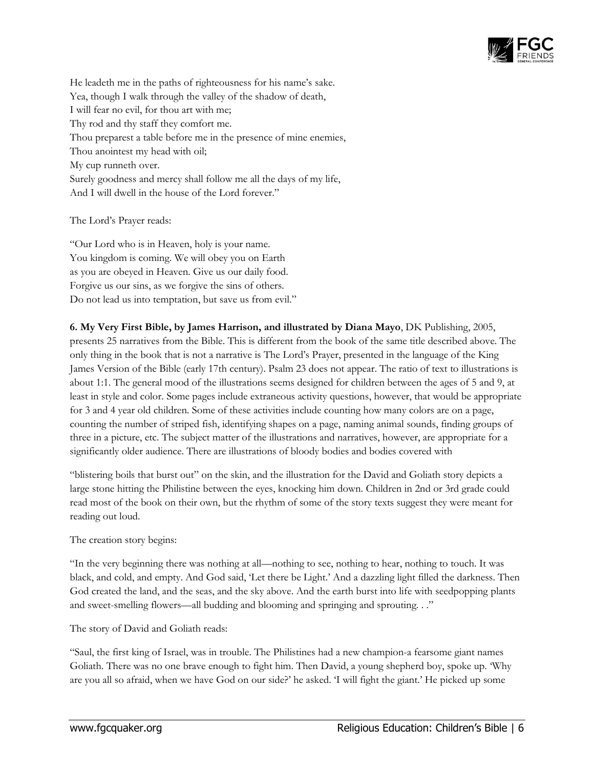He leadeth me in the paths of righteousness for his name's sake.
Yea, though I walk through the valley of the shadow of death,
I will fear no evil, for thou art with me;
Thy rod and thy staff they comfort me.
Thou preparest a table before me in the presence of mine enemies,
Thou anointest my head with oil;
My cup runneth over.
Surely goodness and mercy shall follow me all the days of my life,
And I will dwell in the house of the Lord forever."

The Lord's Prayer reads:

"Our Lord who is in Heaven, holy is your name.
You kingdom is coming. We will obey you on Earth
as you are obeyed in Heaven. Give us our daily food.
Forgive us our sins, as we forgive the sins of others.
Do not lead us into temptation, but save us from evil."

**6. My Very First Bible, by James Harrison, and illustrated by Diana Mayo**, DK Publishing, 2005, presents 25 narratives from the Bible. This is different from the book of the same title described above. The only thing in the book that is not a narrative is The Lord's Prayer, presented in the language of the King James Version of the Bible (early 17th century). Psalm 23 does not appear. The ratio of text to illustrations is about 1:1. The general mood of the illustrations seems designed for children between the ages of 5 and 9, at least in style and color. Some pages include extraneous activity questions, however, that would be appropriate for 3 and 4 year old children. Some of these activities include counting how many colors are on a page, counting the number of striped fish, identifying shapes on a page, naming animal sounds, finding groups of three in a picture, etc. The subject matter of the illustrations and narratives, however, are appropriate for a significantly older audience. There are illustrations of bloody bodies and bodies covered with "blistering boils that burst out" on the skin, and the illustration for the David and Goliath story depicts a large stone hitting the Philistine between the eyes, knocking him down. Children in 2nd or 3rd grade could read most of the book on their own, but the rhythm of some of the story texts suggest they were meant for reading out loud.

The creation story begins:

"In the very beginning there was nothing at all—nothing to see, nothing to hear, nothing to touch. It was black, and cold, and empty. And God said, 'Let there be Light.' And a dazzling light filled the darkness. Then God created the land, and the seas, and the sky above. And the earth burst into life with seedpopping plants and sweet-smelling flowers—all budding and blooming and springing and sprouting. . ."

The story of David and Goliath reads:

"Saul, the first king of Israel, was in trouble. The Philistines had a new champion-a fearsome giant names Goliath. There was no one brave enough to fight him. Then David, a young shepherd boy, spoke up. 'Why are you all so afraid, when we have God on our side?' he asked. 'I will fight the giant.' He picked up some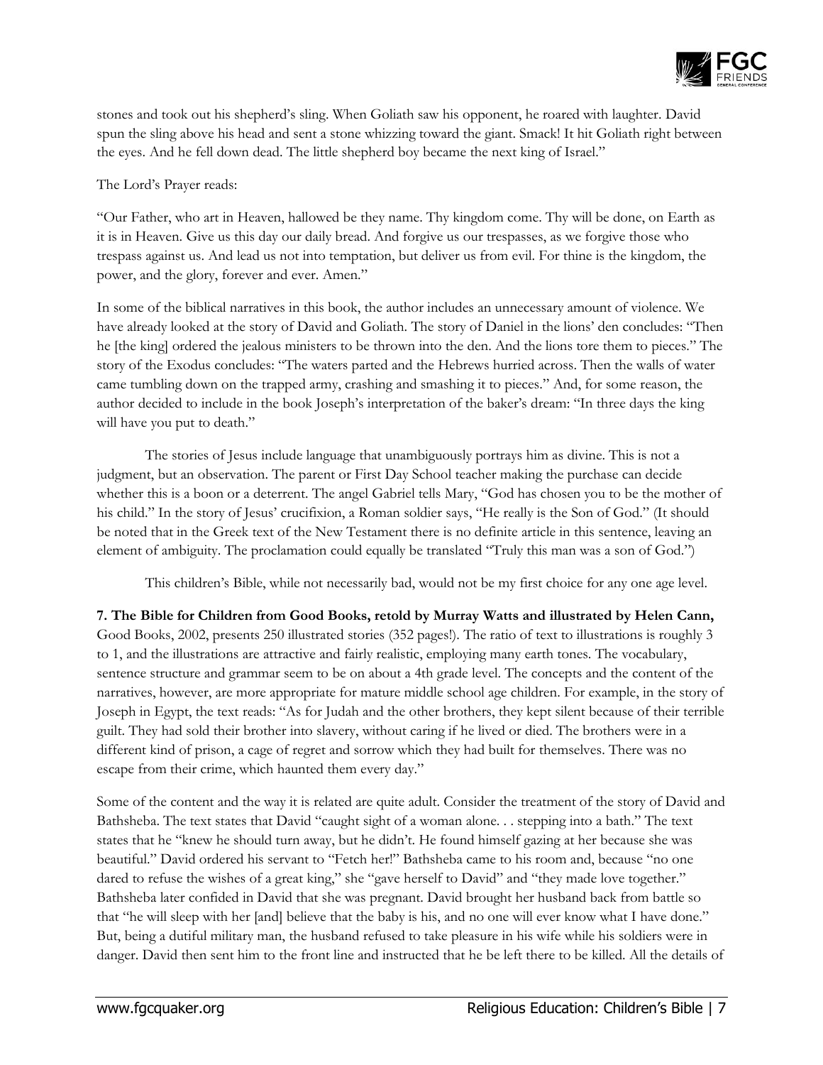stones and took out his shepherd's sling. When Goliath saw his opponent, he roared with laughter. David spun the sling above his head and sent a stone whizzing toward the giant. Smack! It hit Goliath right between the eyes. And he fell down dead. The little shepherd boy became the next king of Israel."

The Lord's Prayer reads:

"Our Father, who art in Heaven, hallowed be they name. Thy kingdom come. Thy will be done, on Earth as it is in Heaven. Give us this day our daily bread. And forgive us our trespasses, as we forgive those who trespass against us. And lead us not into temptation, but deliver us from evil. For thine is the kingdom, the power, and the glory, forever and ever. Amen."

In some of the biblical narratives in this book, the author includes an unnecessary amount of violence. We have already looked at the story of David and Goliath. The story of Daniel in the lions' den concludes: "Then he [the king] ordered the jealous ministers to be thrown into the den. And the lions tore them to pieces." The story of the Exodus concludes: "The waters parted and the Hebrews hurried across. Then the walls of water came tumbling down on the trapped army, crashing and smashing it to pieces." And, for some reason, the author decided to include in the book Joseph's interpretation of the baker's dream: "In three days the king will have you put to death."

The stories of Jesus include language that unambiguously portrays him as divine. This is not a judgment, but an observation. The parent or First Day School teacher making the purchase can decide whether this is a boon or a deterrent. The angel Gabriel tells Mary, "God has chosen you to be the mother of his child." In the story of Jesus' crucifixion, a Roman soldier says, "He really is the Son of God." (It should be noted that in the Greek text of the New Testament there is no definite article in this sentence, leaving an element of ambiguity. The proclamation could equally be translated "Truly this man was a son of God.")

This children's Bible, while not necessarily bad, would not be my first choice for any one age level.

**7. The Bible for Children from Good Books, retold by Murray Watts and illustrated by Helen Cann,** Good Books, 2002, presents 250 illustrated stories (352 pages!). The ratio of text to illustrations is roughly 3 to 1, and the illustrations are attractive and fairly realistic, employing many earth tones. The vocabulary, sentence structure and grammar seem to be on about a 4th grade level. The concepts and the content of the narratives, however, are more appropriate for mature middle school age children. For example, in the story of Joseph in Egypt, the text reads: "As for Judah and the other brothers, they kept silent because of their terrible guilt. They had sold their brother into slavery, without caring if he lived or died. The brothers were in a different kind of prison, a cage of regret and sorrow which they had built for themselves. There was no escape from their crime, which haunted them every day."

Some of the content and the way it is related are quite adult. Consider the treatment of the story of David and Bathsheba. The text states that David "caught sight of a woman alone. . . stepping into a bath." The text states that he "knew he should turn away, but he didn't. He found himself gazing at her because she was beautiful." David ordered his servant to "Fetch her!" Bathsheba came to his room and, because "no one dared to refuse the wishes of a great king," she "gave herself to David" and "they made love together." Bathsheba later confided in David that she was pregnant. David brought her husband back from battle so that "he will sleep with her [and] believe that the baby is his, and no one will ever know what I have done." But, being a dutiful military man, the husband refused to take pleasure in his wife while his soldiers were in danger. David then sent him to the front line and instructed that he be left there to be killed. All the details of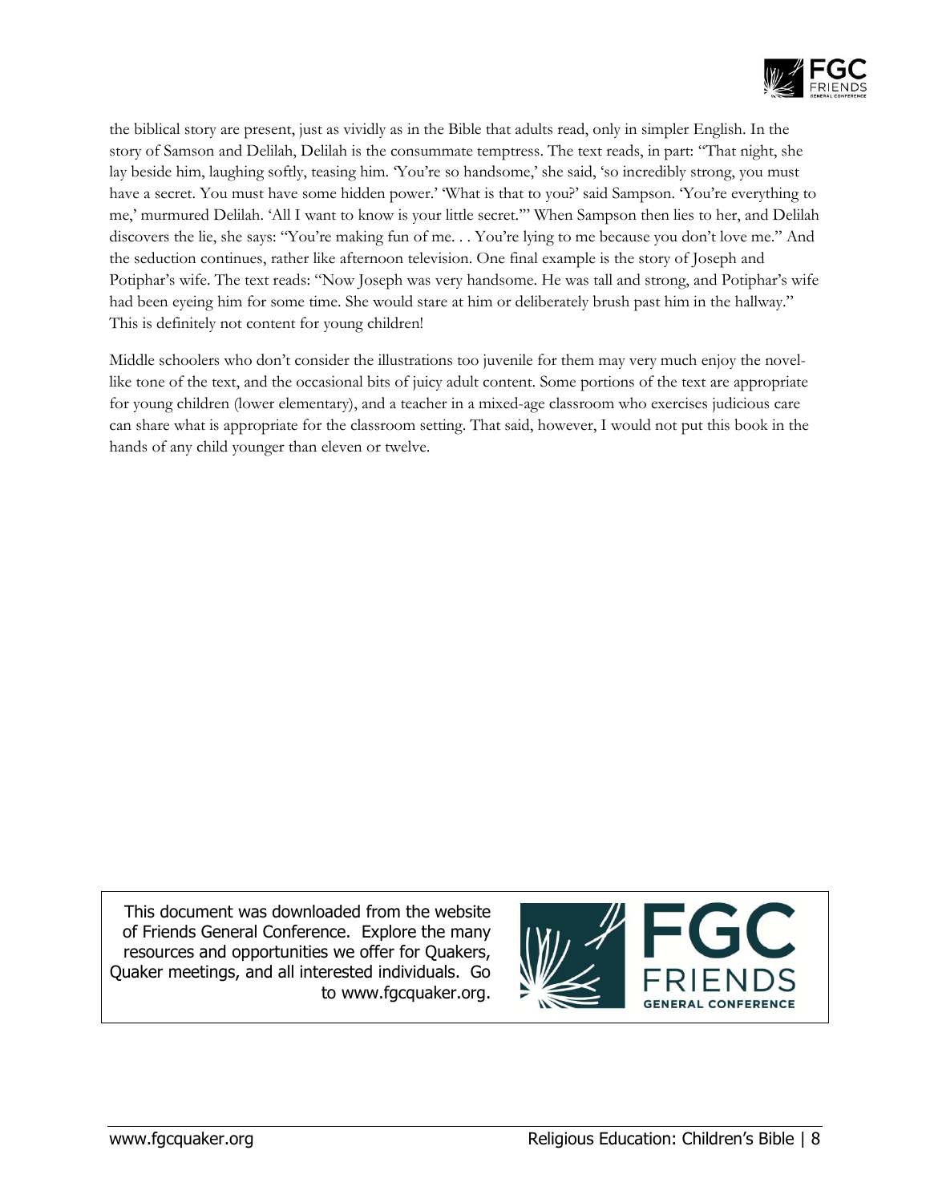the biblical story are present, just as vividly as in the Bible that adults read, only in simpler English. In the story of Samson and Delilah, Delilah is the consummate temptress. The text reads, in part: "That night, she lay beside him, laughing softly, teasing him. 'You're so handsome,' she said, 'so incredibly strong, you must have a secret. You must have some hidden power.' 'What is that to you?' said Sampson. 'You're everything to me,' murmured Delilah. 'All I want to know is your little secret.'" When Sampson then lies to her, and Delilah discovers the lie, she says: "You're making fun of me. . . You're lying to me because you don't love me." And the seduction continues, rather like afternoon television. One final example is the story of Joseph and Potiphar's wife. The text reads: "Now Joseph was very handsome. He was tall and strong, and Potiphar's wife had been eyeing him for some time. She would stare at him or deliberately brush past him in the hallway." This is definitely not content for young children!

Middle schoolers who don't consider the illustrations too juvenile for them may very much enjoy the novel-like tone of the text, and the occasional bits of juicy adult content. Some portions of the text are appropriate for young children (lower elementary), and a teacher in a mixed-age classroom who exercises judicious care can share what is appropriate for the classroom setting. That said, however, I would not put this book in the hands of any child younger than eleven or twelve.

This document was downloaded from the website of Friends General Conference. Explore the many resources and opportunities we offer for Quakers, Quaker meetings, and all interested individuals. Go to www.fgcquaker.org.